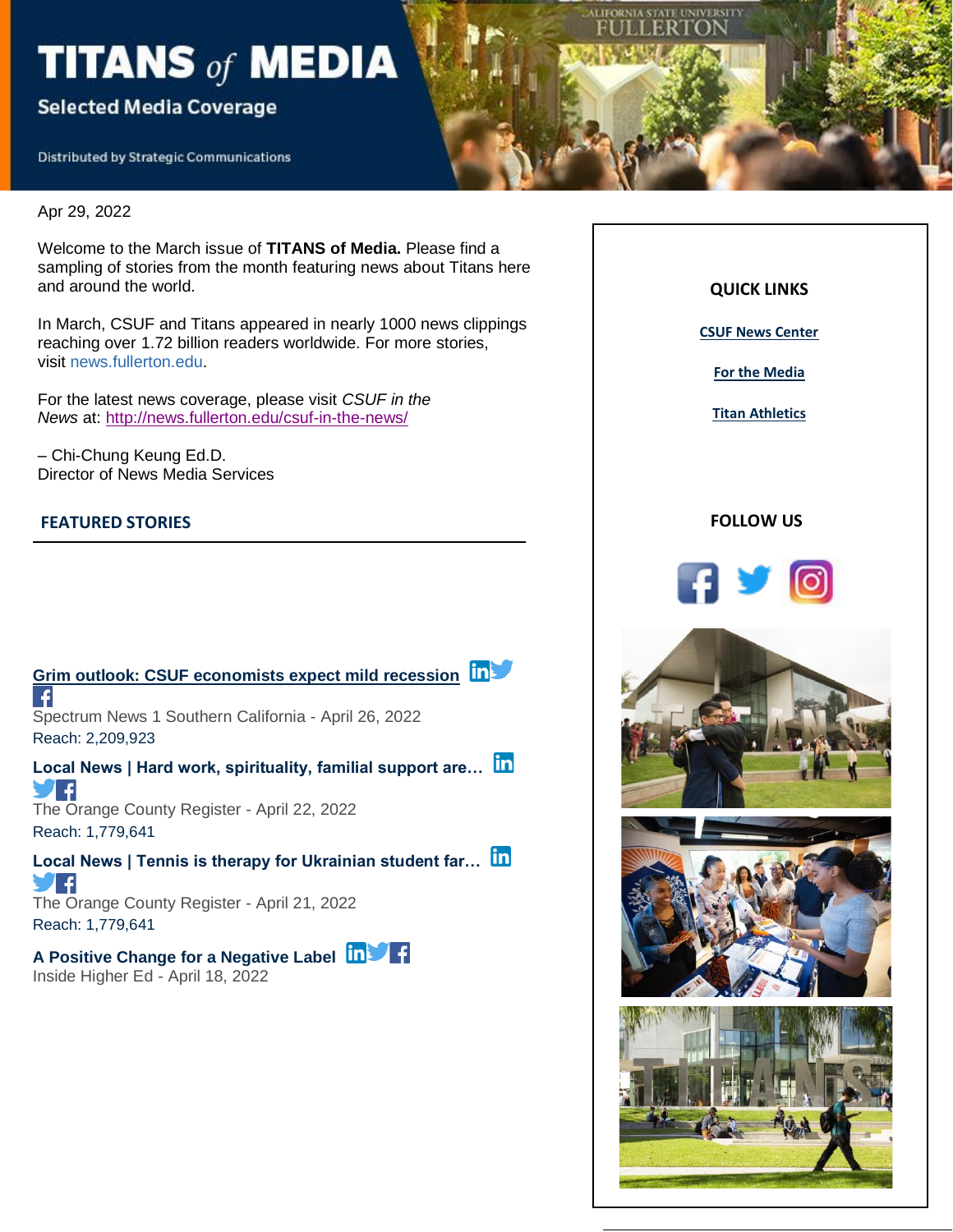# TITANS of MEDIA

## Selected Media Coverage

Distributed by Strategic Communications

Apr 29, 2022

Welcome to the March issue of **TITANS of Media.** Please find a sampling of stories from the month featuring news about Titans here and around the world.

In March, CSUF and Titans appeared in nearly 1000 news clippings reaching over 1.72 billion readers worldwide. For more stories, visit news.fullerton.edu.

For the latest news coverage, please visit *CSUF in the News* at: http://news.fullerton.edu/csuf-in-the-news/

– Chi-Chung Keung Ed.D.
Director of News Media Services

## FEATURED STORIES

**Grim outlook: CSUF economists expect mild recession**
Spectrum News 1 Southern California - April 26, 2022
Reach: 2,209,923

**Local News | Hard work, spirituality, familial support are…**
The Orange County Register - April 22, 2022
Reach: 1,779,641

**Local News | Tennis is therapy for Ukrainian student far…**
The Orange County Register - April 21, 2022
Reach: 1,779,641

**A Positive Change for a Negative Label**
Inside Higher Ed - April 18, 2022

**QUICK LINKS**

CSUF News Center

For the Media

Titan Athletics

**FOLLOW US**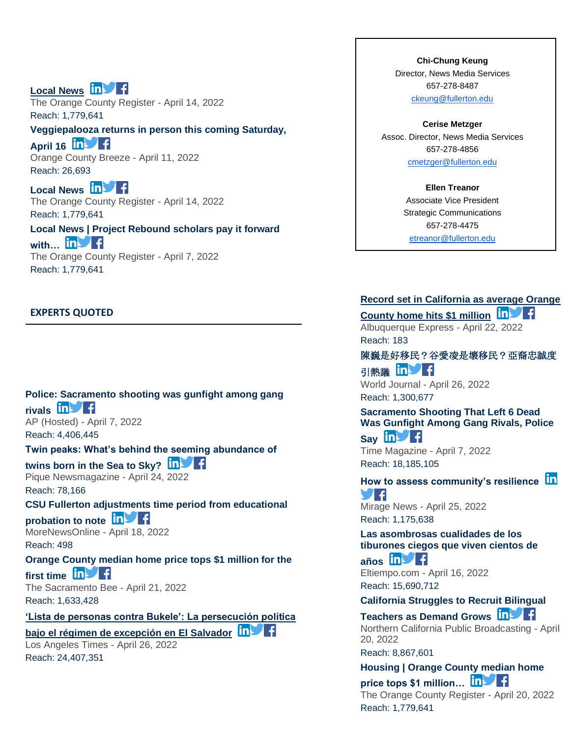**Local News**
The Orange County Register - April 14, 2022
Reach: 1,779,641

**Veggiepalooza returns in person this coming Saturday, April 16**
Orange County Breeze - April 11, 2022
Reach: 26,693

**Local News**
The Orange County Register - April 14, 2022
Reach: 1,779,641

**Local News | Project Rebound scholars pay it forward with…**
The Orange County Register - April 7, 2022
Reach: 1,779,641

## EXPERTS QUOTED

**Police: Sacramento shooting was gunfight among gang rivals**
AP (Hosted) - April 7, 2022
Reach: 4,406,445

**Twin peaks: What's behind the seeming abundance of twins born in the Sea to Sky?**
Pique Newsmagazine - April 24, 2022
Reach: 78,166

**CSU Fullerton adjustments time period from educational probation to note**
MoreNewsOnline - April 18, 2022
Reach: 498

**Orange County median home price tops $1 million for the first time**
The Sacramento Bee - April 21, 2022
Reach: 1,633,428

**'Lista de personas contra Bukele': La persecución política bajo el régimen de excepción en El Salvador**
Los Angeles Times - April 26, 2022
Reach: 24,407,351

**Chi-Chung Keung**
Director, News Media Services
657-278-8487
ckeung@fullerton.edu

**Cerise Metzger**
Assoc. Director, News Media Services
657-278-4856
cmetzger@fullerton.edu

**Ellen Treanor**
Associate Vice President
Strategic Communications
657-278-4475
etreanor@fullerton.edu

**Record set in California as average Orange County home hits $1 million**
Albuquerque Express - April 22, 2022
Reach: 183

**陳巍是好移民？谷愛凌是壞移民？亞裔忠誠度引熱議**
World Journal - April 26, 2022
Reach: 1,300,677

**Sacramento Shooting That Left 6 Dead Was Gunfight Among Gang Rivals, Police Say**
Time Magazine - April 7, 2022
Reach: 18,185,105

**How to assess community's resilience**
Mirage News - April 25, 2022
Reach: 1,175,638

**Las asombrosas cualidades de los tiburones ciegos que viven cientos de años**
Eltiempo.com - April 16, 2022
Reach: 15,690,712

**California Struggles to Recruit Bilingual Teachers as Demand Grows**
Northern California Public Broadcasting - April 20, 2022
Reach: 8,867,601

**Housing | Orange County median home price tops $1 million…**
The Orange County Register - April 20, 2022
Reach: 1,779,641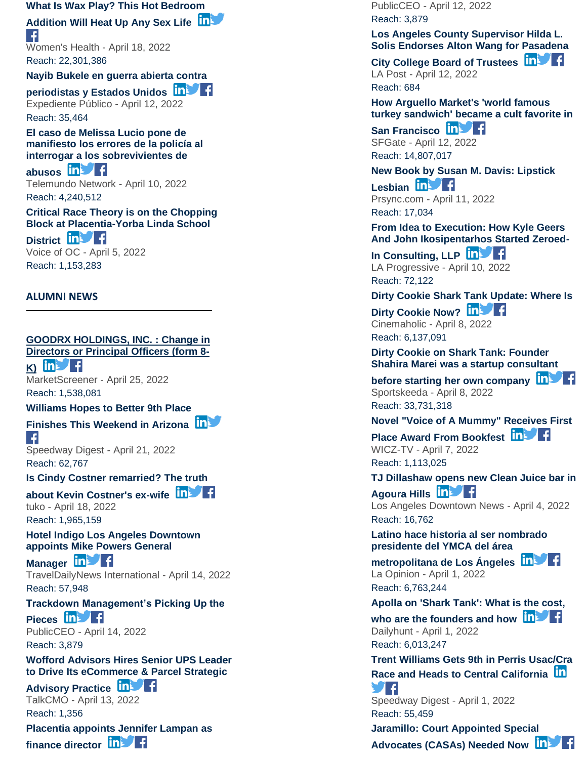**What Is Wax Play? This Hot Bedroom Addition Will Heat Up Any Sex Life**
Women's Health - April 18, 2022
Reach: 22,301,386

**Nayib Bukele en guerra abierta contra periodistas y Estados Unidos**
Expediente Público - April 12, 2022
Reach: 35,464

**El caso de Melissa Lucio pone de manifiesto los errores de la policía al interrogar a los sobrevivientes de abusos**
Telemundo Network - April 10, 2022
Reach: 4,240,512

**Critical Race Theory is on the Chopping Block at Placentia-Yorba Linda School District**
Voice of OC - April 5, 2022
Reach: 1,153,283

## ALUMNI NEWS

**GOODRX HOLDINGS, INC. : Change in Directors or Principal Officers (form 8-K)**
MarketScreener - April 25, 2022
Reach: 1,538,081

**Williams Hopes to Better 9th Place Finishes This Weekend in Arizona**
Speedway Digest - April 21, 2022
Reach: 62,767

**Is Cindy Costner remarried? The truth about Kevin Costner's ex-wife**
tuko - April 18, 2022
Reach: 1,965,159

**Hotel Indigo Los Angeles Downtown appoints Mike Powers General Manager**
TravelDailyNews International - April 14, 2022
Reach: 57,948

**Trackdown Management's Picking Up the Pieces**
PublicCEO - April 14, 2022
Reach: 3,879

**Wofford Advisors Hires Senior UPS Leader to Drive Its eCommerce & Parcel Strategic Advisory Practice**
TalkCMO - April 13, 2022
Reach: 1,356

**Placentia appoints Jennifer Lampan as finance director**
PublicCEO - April 12, 2022
Reach: 3,879

**Los Angeles County Supervisor Hilda L. Solis Endorses Alton Wang for Pasadena City College Board of Trustees**
LA Post - April 12, 2022
Reach: 684

**How Arguello Market's 'world famous turkey sandwich' became a cult favorite in San Francisco**
SFGate - April 12, 2022
Reach: 14,807,017

**New Book by Susan M. Davis: Lipstick Lesbian**
Prsync.com - April 11, 2022
Reach: 17,034

**From Idea to Execution: How Kyle Geers And John Ikosipentarhos Started Zeroed-In Consulting, LLP**
LA Progressive - April 10, 2022
Reach: 72,122

**Dirty Cookie Shark Tank Update: Where Is Dirty Cookie Now?**
Cinemaholic - April 8, 2022
Reach: 6,137,091

**Dirty Cookie on Shark Tank: Founder Shahira Marei was a startup consultant before starting her own company**
Sportskeeda - April 8, 2022
Reach: 33,731,318

**Novel "Voice of A Mummy" Receives First Place Award From Bookfest**
WICZ-TV - April 7, 2022
Reach: 1,113,025

**TJ Dillashaw opens new Clean Juice bar in Agoura Hills**
Los Angeles Downtown News - April 4, 2022
Reach: 16,762

**Latino hace historia al ser nombrado presidente del YMCA del área metropolitana de Los Ángeles**
La Opinion - April 1, 2022
Reach: 6,763,244

**Apolla on 'Shark Tank': What is the cost, who are the founders and how**
Dailyhunt - April 1, 2022
Reach: 6,013,247

**Trent Williams Gets 9th in Perris Usac/Cra Race and Heads to Central California**
Speedway Digest - April 1, 2022
Reach: 55,459

**Jaramillo: Court Appointed Special Advocates (CASAs) Needed Now**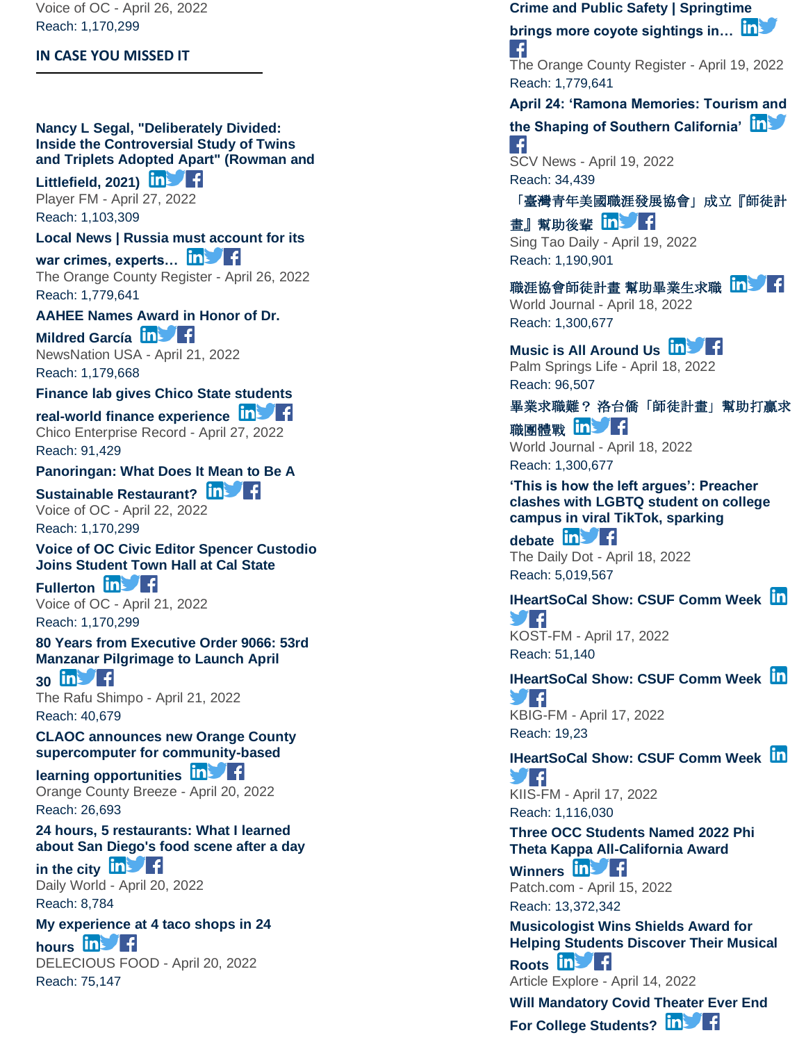Voice of OC - April 26, 2022
Reach: 1,170,299

## IN CASE YOU MISSED IT

**Nancy L Segal, "Deliberately Divided: Inside the Controversial Study of Twins and Triplets Adopted Apart" (Rowman and Littlefield, 2021)**
Player FM - April 27, 2022
Reach: 1,103,309

**Local News | Russia must account for its war crimes, experts…**
The Orange County Register - April 26, 2022
Reach: 1,779,641

**AAHEE Names Award in Honor of Dr. Mildred García**
NewsNation USA - April 21, 2022
Reach: 1,179,668

**Finance lab gives Chico State students real-world finance experience**
Chico Enterprise Record - April 27, 2022
Reach: 91,429

**Panoringan: What Does It Mean to Be A Sustainable Restaurant?**
Voice of OC - April 22, 2022
Reach: 1,170,299

**Voice of OC Civic Editor Spencer Custodio Joins Student Town Hall at Cal State Fullerton**
Voice of OC - April 21, 2022
Reach: 1,170,299

**80 Years from Executive Order 9066: 53rd Manzanar Pilgrimage to Launch April 30**
The Rafu Shimpo - April 21, 2022
Reach: 40,679

**CLAOC announces new Orange County supercomputer for community-based learning opportunities**
Orange County Breeze - April 20, 2022
Reach: 26,693

**24 hours, 5 restaurants: What I learned about San Diego's food scene after a day in the city**
Daily World - April 20, 2022
Reach: 8,784

**My experience at 4 taco shops in 24 hours**
DELECIOUS FOOD - April 20, 2022
Reach: 75,147

**Crime and Public Safety | Springtime brings more coyote sightings in…**
The Orange County Register - April 19, 2022
Reach: 1,779,641

**April 24: 'Ramona Memories: Tourism and the Shaping of Southern California'**
SCV News - April 19, 2022
Reach: 34,439

**「臺灣青年美國職涯發展協會」成立『師徒計畫』幫助後輩**
Sing Tao Daily - April 19, 2022
Reach: 1,190,901

**職涯協會師徒計畫 幫助畢業生求職**
World Journal - April 18, 2022
Reach: 1,300,677

**Music is All Around Us**
Palm Springs Life - April 18, 2022
Reach: 96,507

**畢業求職難？ 洛台僑「師徒計畫」幫助打贏求職團體戰**
World Journal - April 18, 2022
Reach: 1,300,677

**'This is how the left argues': Preacher clashes with LGBTQ student on college campus in viral TikTok, sparking debate**
The Daily Dot - April 18, 2022
Reach: 5,019,567

**IHeartSoCal Show: CSUF Comm Week**
KOST-FM - April 17, 2022
Reach: 51,140

**IHeartSoCal Show: CSUF Comm Week**
KBIG-FM - April 17, 2022
Reach: 19,23

**IHeartSoCal Show: CSUF Comm Week**
KIIS-FM - April 17, 2022
Reach: 1,116,030

**Three OCC Students Named 2022 Phi Theta Kappa All-California Award Winners**
Patch.com - April 15, 2022
Reach: 13,372,342

**Musicologist Wins Shields Award for Helping Students Discover Their Musical Roots**
Article Explore - April 14, 2022

**Will Mandatory Covid Theater Ever End For College Students?**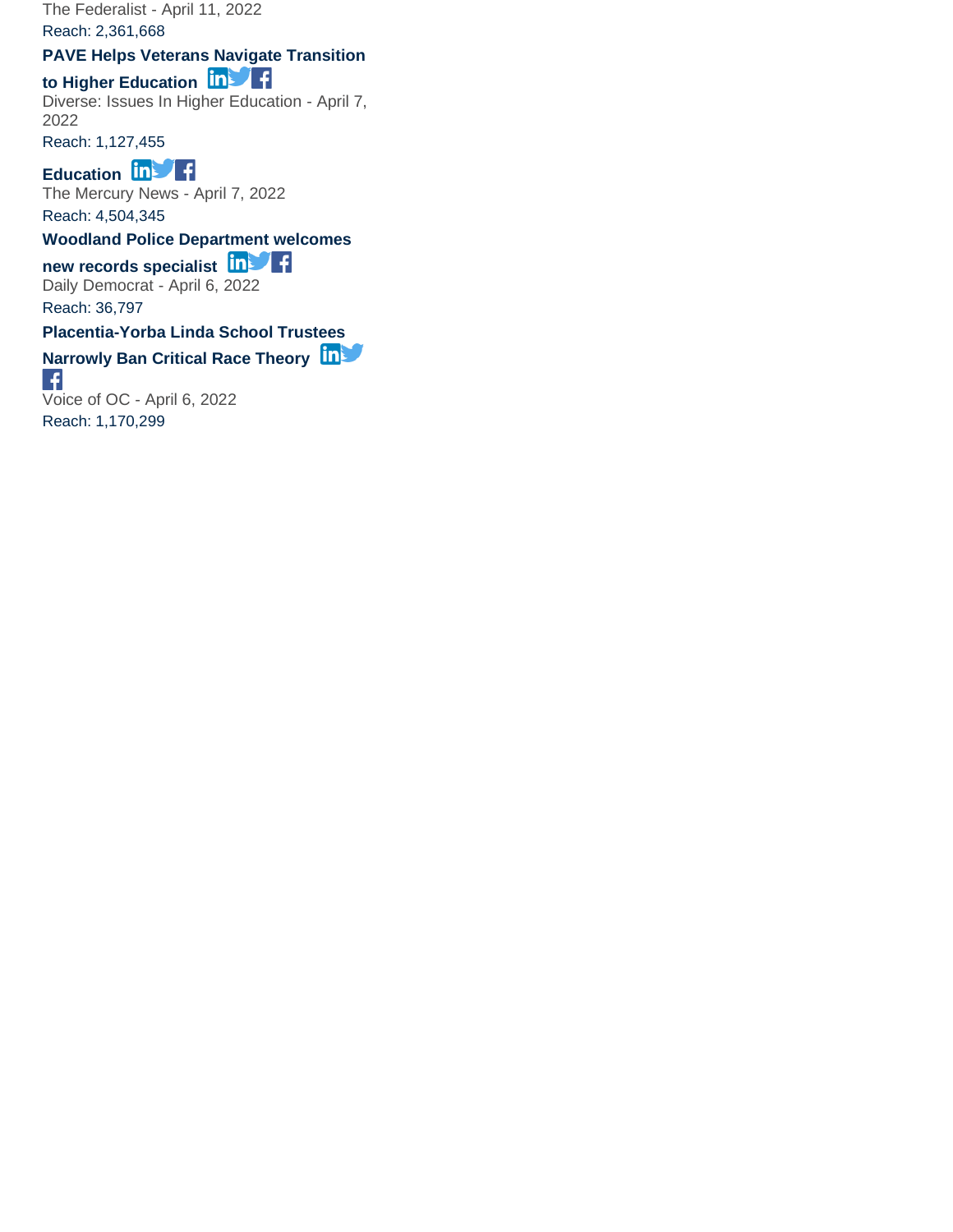The Federalist - April 11, 2022

Reach: 2,361,668

**PAVE Helps Veterans Navigate Transition to Higher Education**

Diverse: Issues In Higher Education - April 7, 2022

Reach: 1,127,455

**Education**

The Mercury News - April 7, 2022

Reach: 4,504,345

**Woodland Police Department welcomes new records specialist**

Daily Democrat - April 6, 2022

Reach: 36,797

**Placentia-Yorba Linda School Trustees Narrowly Ban Critical Race Theory**

Voice of OC - April 6, 2022

Reach: 1,170,299